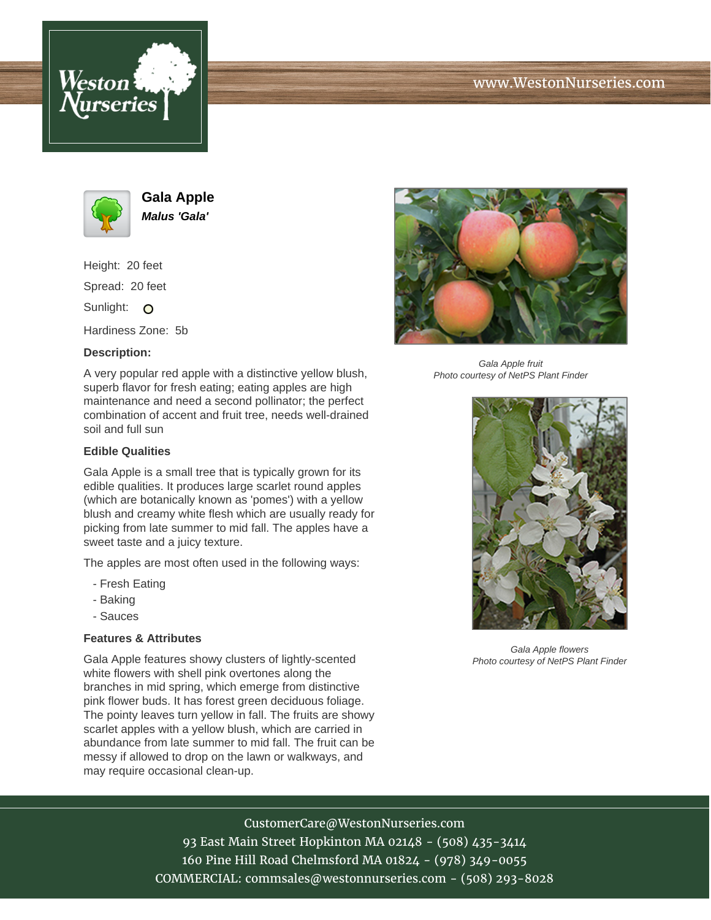# Gala Apple

***Malus 'Gala'***

Height: 20 feet

Spread: 20 feet

Sunlight:

Hardiness Zone: 5b

**Description:**

A very popular red apple with a distinctive yellow blush, superb flavor for fresh eating; eating apples are high maintenance and need a second pollinator; the perfect combination of accent and fruit tree, needs well-drained soil and full sun

**Edible Qualities**

Gala Apple is a small tree that is typically grown for its edible qualities. It produces large scarlet round apples (which are botanically known as 'pomes') with a yellow blush and creamy white flesh which are usually ready for picking from late summer to mid fall. The apples have a sweet taste and a juicy texture.

The apples are most often used in the following ways:

- Fresh Eating
- Baking
- Sauces

**Features & Attributes**

Gala Apple features showy clusters of lightly-scented white flowers with shell pink overtones along the branches in mid spring, which emerge from distinctive pink flower buds. It has forest green deciduous foliage. The pointy leaves turn yellow in fall. The fruits are showy scarlet apples with a yellow blush, which are carried in abundance from late summer to mid fall. The fruit can be messy if allowed to drop on the lawn or walkways, and may require occasional clean-up.

*Gala Apple fruit*
*Photo courtesy of NetPS Plant Finder*

*Gala Apple flowers*
*Photo courtesy of NetPS Plant Finder*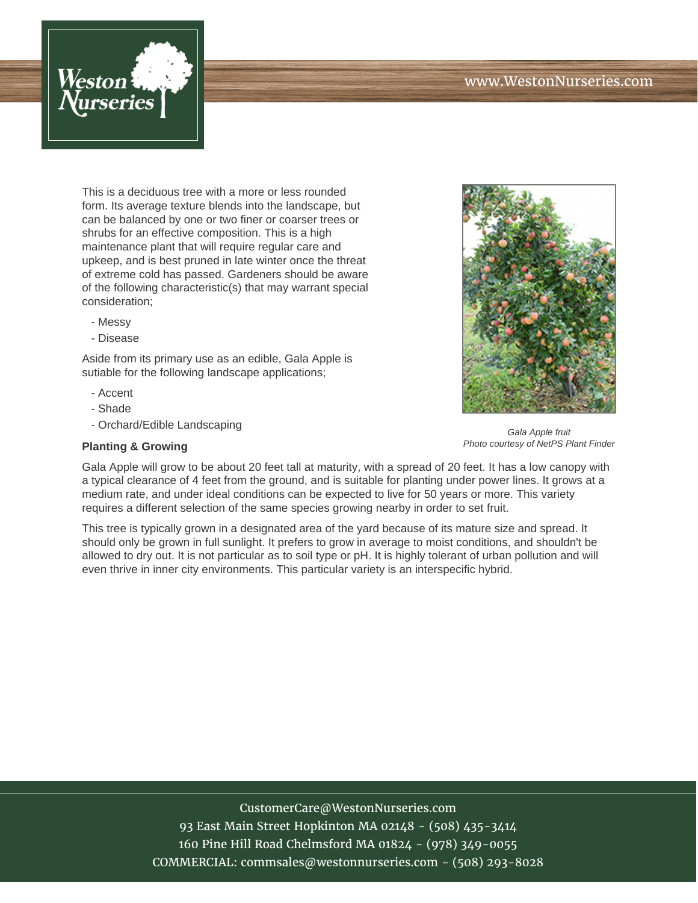This is a deciduous tree with a more or less rounded form. Its average texture blends into the landscape, but can be balanced by one or two finer or coarser trees or shrubs for an effective composition. This is a high maintenance plant that will require regular care and upkeep, and is best pruned in late winter once the threat of extreme cold has passed. Gardeners should be aware of the following characteristic(s) that may warrant special consideration;

- Messy
- Disease

Aside from its primary use as an edible, Gala Apple is sutiable for the following landscape applications;

- Accent
- Shade
- Orchard/Edible Landscaping

*Gala Apple fruit*
*Photo courtesy of NetPS Plant Finder*

**Planting & Growing**

Gala Apple will grow to be about 20 feet tall at maturity, with a spread of 20 feet. It has a low canopy with a typical clearance of 4 feet from the ground, and is suitable for planting under power lines. It grows at a medium rate, and under ideal conditions can be expected to live for 50 years or more. This variety requires a different selection of the same species growing nearby in order to set fruit.

This tree is typically grown in a designated area of the yard because of its mature size and spread. It should only be grown in full sunlight. It prefers to grow in average to moist conditions, and shouldn't be allowed to dry out. It is not particular as to soil type or pH. It is highly tolerant of urban pollution and will even thrive in inner city environments. This particular variety is an interspecific hybrid.